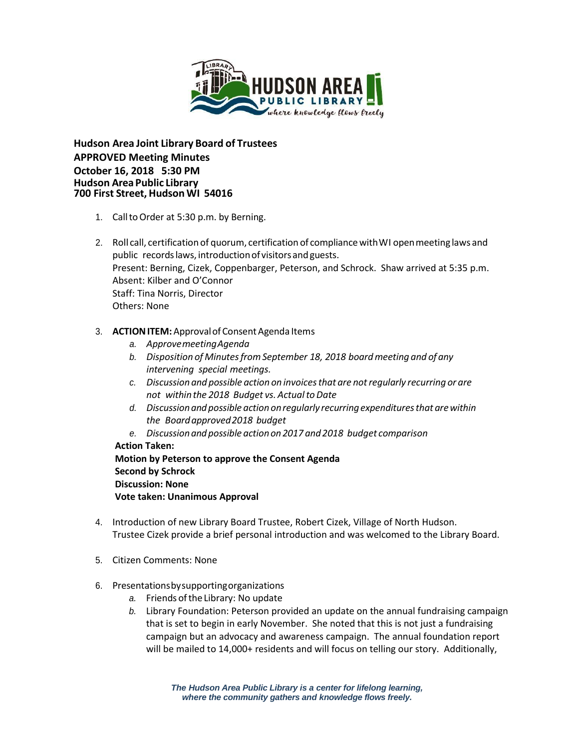**Hudson Area Joint Library Board of Trustees**
**APPROVED Meeting Minutes**
**October 16, 2018 5:30 PM**
**Hudson Area Public Library**
**700 First Street, Hudson WI 54016**

1. Call to Order at 5:30 p.m. by Berning.

2. Roll call, certification of quorum, certification of compliance with WI open meeting laws and public records laws, introduction of visitors and guests.
   Present: Berning, Cizek, Coppenbarger, Peterson, and Schrock. Shaw arrived at 5:35 p.m.
   Absent: Kilber and O'Connor
   Staff: Tina Norris, Director
   Others: None

3. **ACTION ITEM:** Approval of Consent Agenda Items
   a. *Approve meeting Agenda*
   b. *Disposition of Minutes from September 18, 2018 board meeting and of any intervening special meetings.*
   c. *Discussion and possible action on invoices that are not regularly recurring or are not within the 2018 Budget vs. Actual to Date*
   d. *Discussion and possible action on regularly recurring expenditures that are within the Board approved 2018 budget*
   e. *Discussion and possible action on 2017 and 2018 budget comparison*

   **Action Taken:**
   **Motion by Peterson to approve the Consent Agenda**
   **Second by Schrock**
   **Discussion: None**
   **Vote taken: Unanimous Approval**

4. Introduction of new Library Board Trustee, Robert Cizek, Village of North Hudson.
   Trustee Cizek provide a brief personal introduction and was welcomed to the Library Board.

5. Citizen Comments: None

6. Presentations by supporting organizations
   a. Friends of the Library: No update
   b. Library Foundation: Peterson provided an update on the annual fundraising campaign that is set to begin in early November. She noted that this is not just a fundraising campaign but an advocacy and awareness campaign. The annual foundation report will be mailed to 14,000+ residents and will focus on telling our story. Additionally,

*The Hudson Area Public Library is a center for lifelong learning, where the community gathers and knowledge flows freely.*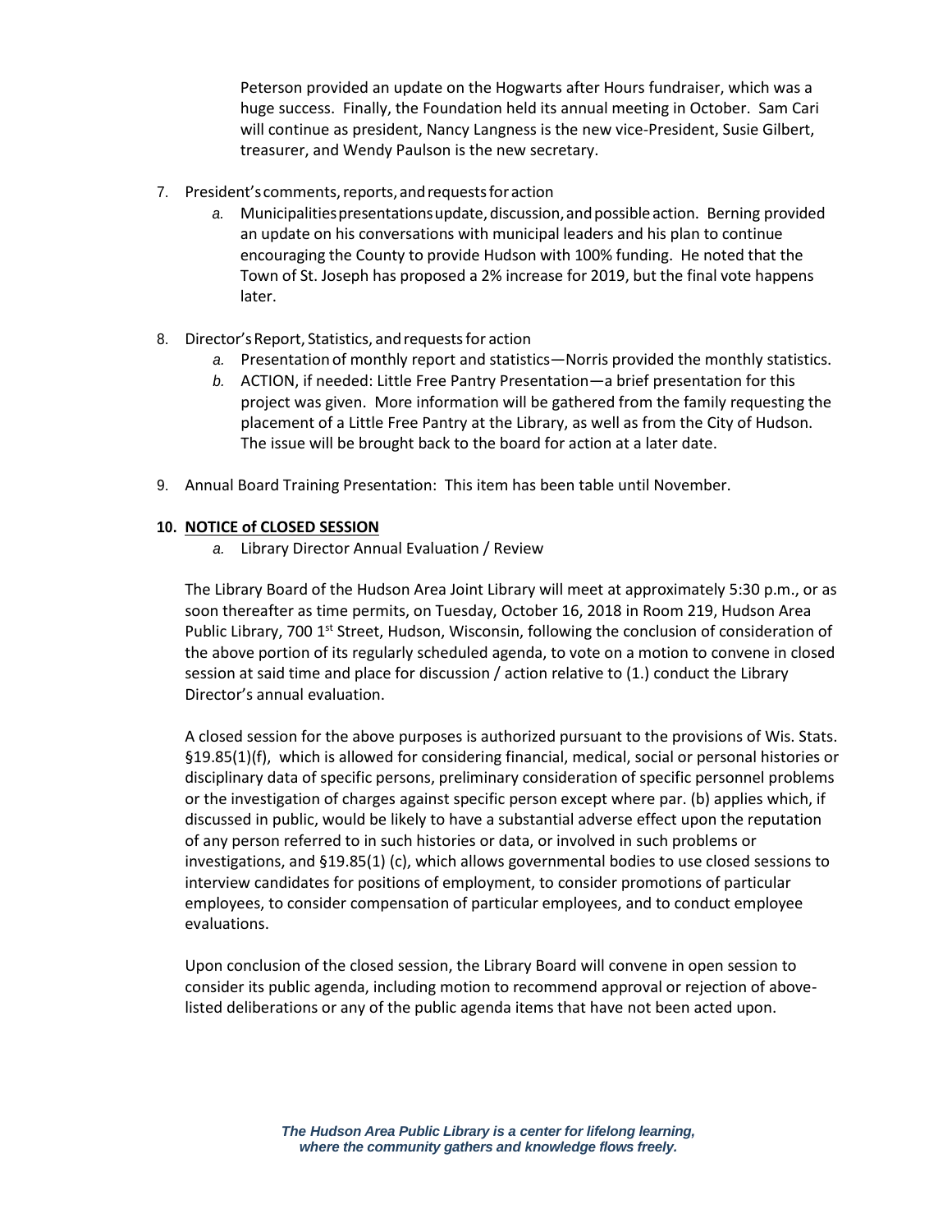Peterson provided an update on the Hogwarts after Hours fundraiser, which was a huge success. Finally, the Foundation held its annual meeting in October. Sam Cari will continue as president, Nancy Langness is the new vice-President, Susie Gilbert, treasurer, and Wendy Paulson is the new secretary.

7. President's comments, reports, and requests for action
   *a.* Municipalities presentations update, discussion, and possible action. Berning provided an update on his conversations with municipal leaders and his plan to continue encouraging the County to provide Hudson with 100% funding. He noted that the Town of St. Joseph has proposed a 2% increase for 2019, but the final vote happens later.

8. Director's Report, Statistics, and requests for action
   *a.* Presentation of monthly report and statistics—Norris provided the monthly statistics.
   *b.* ACTION, if needed: Little Free Pantry Presentation—a brief presentation for this project was given. More information will be gathered from the family requesting the placement of a Little Free Pantry at the Library, as well as from the City of Hudson. The issue will be brought back to the board for action at a later date.

9. Annual Board Training Presentation: This item has been table until November.

**10. NOTICE of CLOSED SESSION**
   *a.* Library Director Annual Evaluation / Review

The Library Board of the Hudson Area Joint Library will meet at approximately 5:30 p.m., or as soon thereafter as time permits, on Tuesday, October 16, 2018 in Room 219, Hudson Area Public Library, 700 1st Street, Hudson, Wisconsin, following the conclusion of consideration of the above portion of its regularly scheduled agenda, to vote on a motion to convene in closed session at said time and place for discussion / action relative to (1.) conduct the Library Director's annual evaluation.

A closed session for the above purposes is authorized pursuant to the provisions of Wis. Stats. §19.85(1)(f), which is allowed for considering financial, medical, social or personal histories or disciplinary data of specific persons, preliminary consideration of specific personnel problems or the investigation of charges against specific person except where par. (b) applies which, if discussed in public, would be likely to have a substantial adverse effect upon the reputation of any person referred to in such histories or data, or involved in such problems or investigations, and §19.85(1) (c), which allows governmental bodies to use closed sessions to interview candidates for positions of employment, to consider promotions of particular employees, to consider compensation of particular employees, and to conduct employee evaluations.

Upon conclusion of the closed session, the Library Board will convene in open session to consider its public agenda, including motion to recommend approval or rejection of above-listed deliberations or any of the public agenda items that have not been acted upon.

***The Hudson Area Public Library is a center for lifelong learning, where the community gathers and knowledge flows freely.***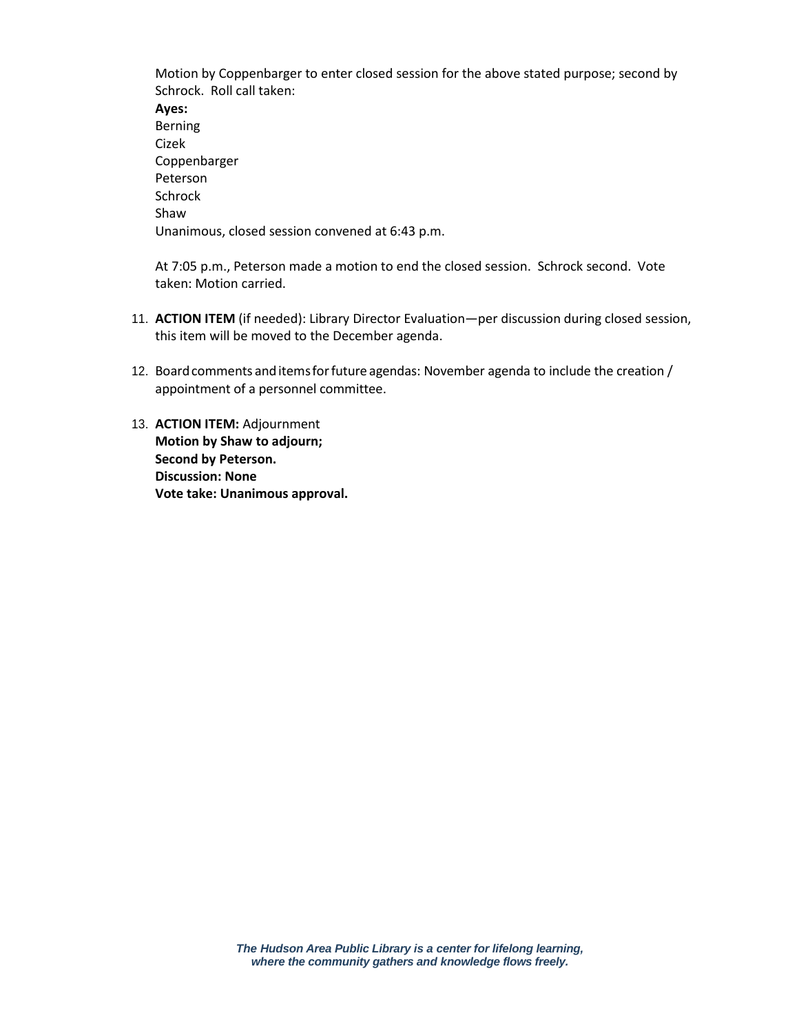Motion by Coppenbarger to enter closed session for the above stated purpose; second by Schrock. Roll call taken:

**Ayes:**
Berning
Cizek
Coppenbarger
Peterson
Schrock
Shaw
Unanimous, closed session convened at 6:43 p.m.

At 7:05 p.m., Peterson made a motion to end the closed session. Schrock second. Vote taken: Motion carried.

11. **ACTION ITEM** (if needed): Library Director Evaluation—per discussion during closed session, this item will be moved to the December agenda.

12. Board comments and items for future agendas: November agenda to include the creation / appointment of a personnel committee.

13. **ACTION ITEM:** Adjournment
    **Motion by Shaw to adjourn;**
    **Second by Peterson.**
    **Discussion: None**
    **Vote take: Unanimous approval.**

***The Hudson Area Public Library is a center for lifelong learning, where the community gathers and knowledge flows freely.***